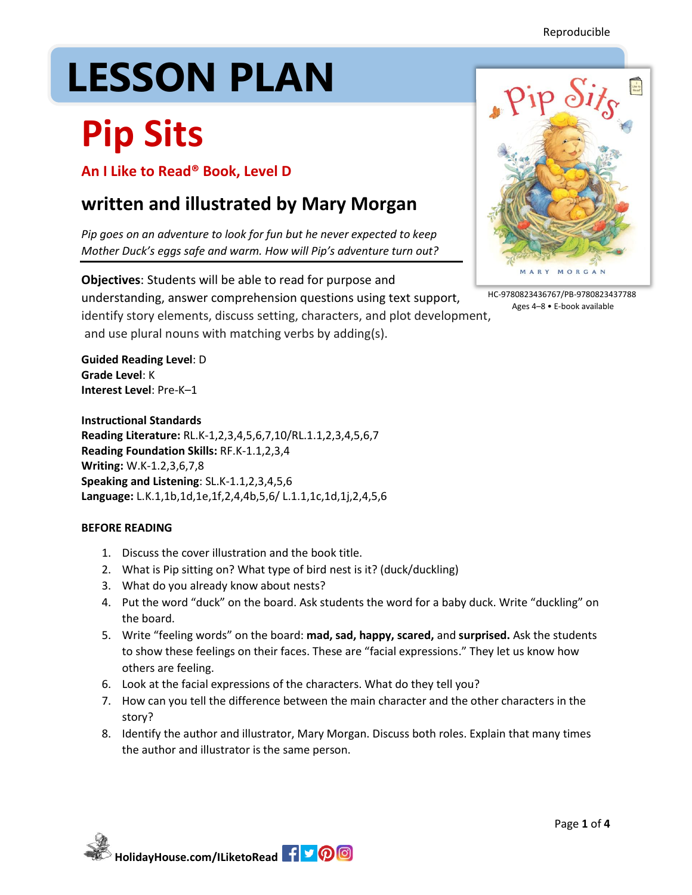Reproducible

# LESSON PLAN

# Pip Sits

## An I Like to Read® Book, Level D

## written and illustrated by Mary Morgan

*Pip goes on an adventure to look for fun but he never expected to keep Mother Duck's eggs safe and warm. How will Pip's adventure turn out?*

HC-9780823436767/PB-9780823437788
Ages 4–8 • E-book available

**Objectives**: Students will be able to read for purpose and understanding, answer comprehension questions using text support, identify story elements, discuss setting, characters, and plot development, and use plural nouns with matching verbs by adding(s).

**Guided Reading Level**: D
**Grade Level**: K
**Interest Level**: Pre-K–1

**Instructional Standards**
**Reading Literature:** RL.K-1,2,3,4,5,6,7,10/RL.1.1,2,3,4,5,6,7
**Reading Foundation Skills:** RF.K-1.1,2,3,4
**Writing:** W.K-1.2,3,6,7,8
**Speaking and Listening**: SL.K-1.1,2,3,4,5,6
**Language:** L.K.1,1b,1d,1e,1f,2,4,4b,5,6/ L.1.1,1c,1d,1j,2,4,5,6

**BEFORE READING**

1. Discuss the cover illustration and the book title.
2. What is Pip sitting on? What type of bird nest is it? (duck/duckling)
3. What do you already know about nests?
4. Put the word "duck" on the board. Ask students the word for a baby duck. Write "duckling" on the board.
5. Write "feeling words" on the board: **mad, sad, happy, scared,** and **surprised.** Ask the students to show these feelings on their faces. These are "facial expressions." They let us know how others are feeling.
6. Look at the facial expressions of the characters. What do they tell you?
7. How can you tell the difference between the main character and the other characters in the story?
8. Identify the author and illustrator, Mary Morgan. Discuss both roles. Explain that many times the author and illustrator is the same person.

HolidayHouse.com/ILiketoRead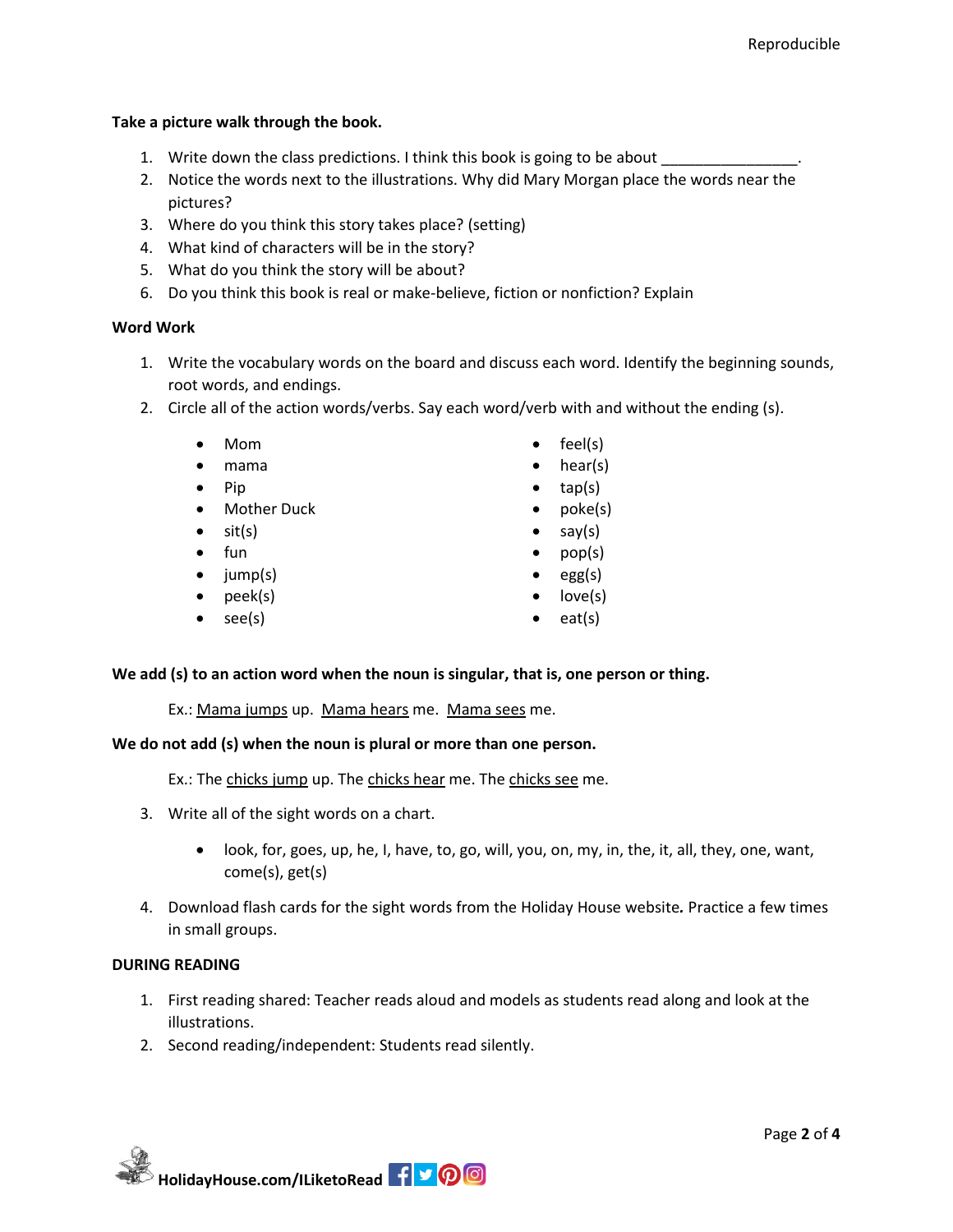**Take a picture walk through the book.**

1. Write down the class predictions. I think this book is going to be about ________________.
2. Notice the words next to the illustrations. Why did Mary Morgan place the words near the pictures?
3. Where do you think this story takes place? (setting)
4. What kind of characters will be in the story?
5. What do you think the story will be about?
6. Do you think this book is real or make-believe, fiction or nonfiction? Explain

**Word Work**

1. Write the vocabulary words on the board and discuss each word. Identify the beginning sounds, root words, and endings.
2. Circle all of the action words/verbs. Say each word/verb with and without the ending (s).

    - Mom
    - mama
    - Pip
    - Mother Duck
    - sit(s)
    - fun
    - jump(s)
    - peek(s)
    - see(s)
    - feel(s)
    - hear(s)
    - tap(s)
    - poke(s)
    - say(s)
    - pop(s)
    - egg(s)
    - love(s)
    - eat(s)

**We add (s) to an action word when the noun is singular, that is, one person or thing.**

Ex.: <u>Mama jumps</u> up. <u>Mama hears</u> me. <u>Mama sees</u> me.

**We do not add (s) when the noun is plural or more than one person.**

Ex.: The <u>chicks jump</u> up. The <u>chicks hear</u> me. The <u>chicks see</u> me.

3. Write all of the sight words on a chart.

    - look, for, goes, up, he, I, have, to, go, will, you, on, my, in, the, it, all, they, one, want, come(s), get(s)

4. Download flash cards for the sight words from the Holiday House website**.** Practice a few times in small groups.

**DURING READING**

1. First reading shared: Teacher reads aloud and models as students read along and look at the illustrations.
2. Second reading/independent: Students read silently.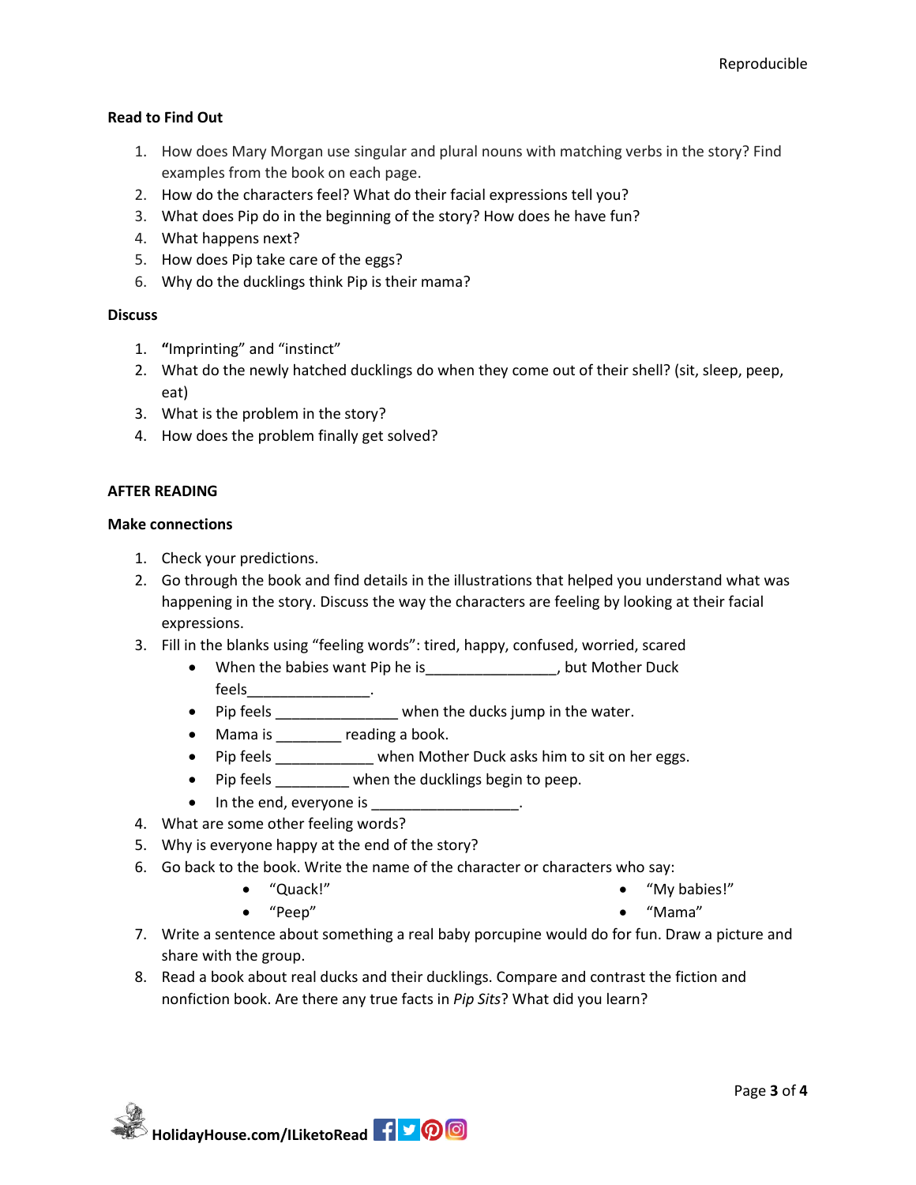**Read to Find Out**

1. How does Mary Morgan use singular and plural nouns with matching verbs in the story? Find examples from the book on each page.
2. How do the characters feel? What do their facial expressions tell you?
3. What does Pip do in the beginning of the story? How does he have fun?
4. What happens next?
5. How does Pip take care of the eggs?
6. Why do the ducklings think Pip is their mama?

**Discuss**

1. **"**Imprinting" and "instinct"
2. What do the newly hatched ducklings do when they come out of their shell? (sit, sleep, peep, eat)
3. What is the problem in the story?
4. How does the problem finally get solved?

## AFTER READING

**Make connections**

1. Check your predictions.
2. Go through the book and find details in the illustrations that helped you understand what was happening in the story. Discuss the way the characters are feeling by looking at their facial expressions.
3. Fill in the blanks using "feeling words": tired, happy, confused, worried, scared
   - When the babies want Pip he is________________, but Mother Duck feels_______________.
   - Pip feels _______________ when the ducks jump in the water.
   - Mama is ________ reading a book.
   - Pip feels ____________ when Mother Duck asks him to sit on her eggs.
   - Pip feels _________ when the ducklings begin to peep.
   - In the end, everyone is __________________.
4. What are some other feeling words?
5. Why is everyone happy at the end of the story?
6. Go back to the book. Write the name of the character or characters who say:
   - "Quack!"
   - "Peep"
   - "My babies!"
   - "Mama"
7. Write a sentence about something a real baby porcupine would do for fun. Draw a picture and share with the group.
8. Read a book about real ducks and their ducklings. Compare and contrast the fiction and nonfiction book. Are there any true facts in *Pip Sits*? What did you learn?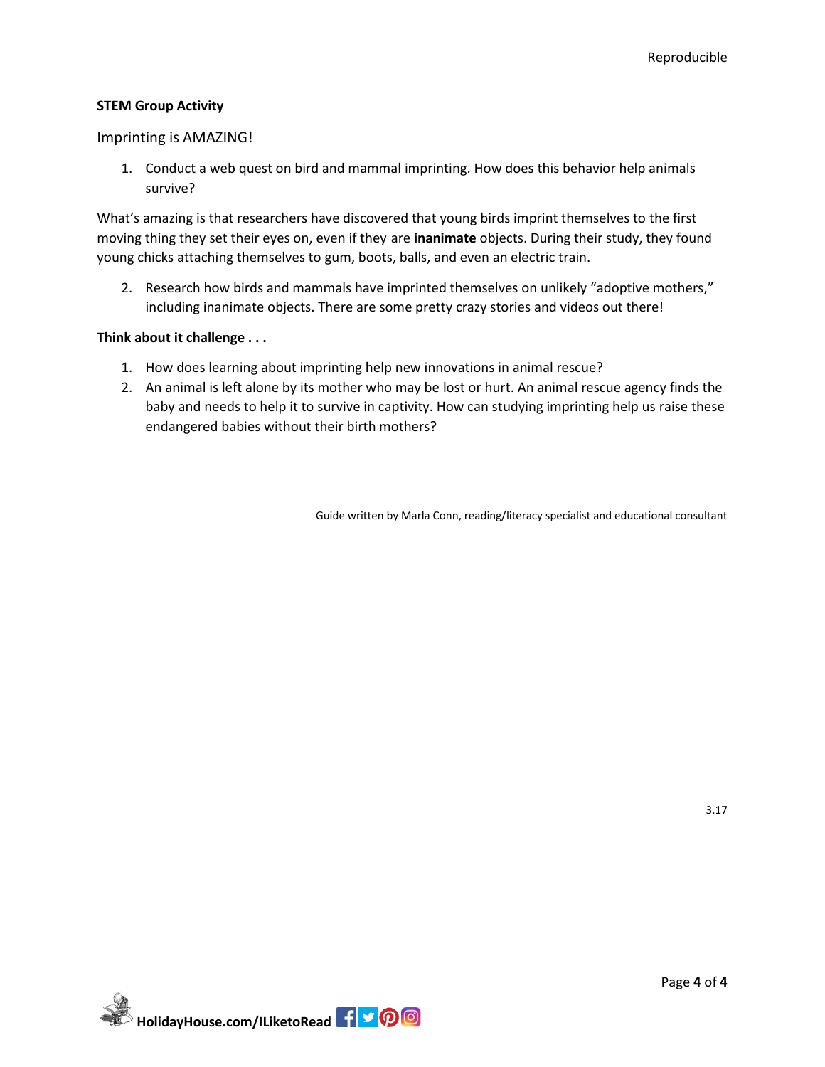Reproducible

**STEM Group Activity**

Imprinting is AMAZING!

1. Conduct a web quest on bird and mammal imprinting. How does this behavior help animals survive?

What's amazing is that researchers have discovered that young birds imprint themselves to the first moving thing they set their eyes on, even if they are **inanimate** objects. During their study, they found young chicks attaching themselves to gum, boots, balls, and even an electric train.

2. Research how birds and mammals have imprinted themselves on unlikely "adoptive mothers," including inanimate objects. There are some pretty crazy stories and videos out there!

**Think about it challenge . . .**

1. How does learning about imprinting help new innovations in animal rescue?
2. An animal is left alone by its mother who may be lost or hurt. An animal rescue agency finds the baby and needs to help it to survive in captivity. How can studying imprinting help us raise these endangered babies without their birth mothers?

Guide written by Marla Conn, reading/literacy specialist and educational consultant

3.17

HolidayHouse.com/ILiketoRead